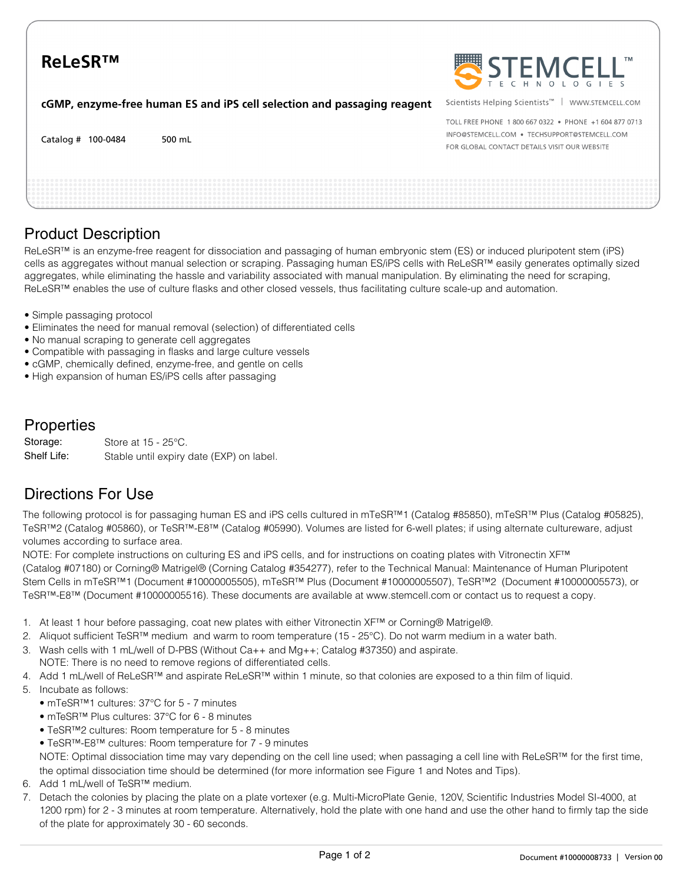# ReLeSR™

**cGMP, enzyme-free human ES and iPS cell selection and passaging reagent**

Catalog # 100-0484 500 mL

STEMCELL TECHNOLOGIES

Scientists Helping Scientists™ | WWW.STEMCELL.COM

TOLL FREE PHONE 1 800 667 0322 • PHONE +1 604 877 0713
INFO@STEMCELL.COM • TECHSUPPORT@STEMCELL.COM
FOR GLOBAL CONTACT DETAILS VISIT OUR WEBSITE

## Product Description

ReLeSR™ is an enzyme-free reagent for dissociation and passaging of human embryonic stem (ES) or induced pluripotent stem (iPS) cells as aggregates without manual selection or scraping. Passaging human ES/iPS cells with ReLeSR™ easily generates optimally sized aggregates, while eliminating the hassle and variability associated with manual manipulation. By eliminating the need for scraping, ReLeSR™ enables the use of culture flasks and other closed vessels, thus facilitating culture scale-up and automation.

- Simple passaging protocol
- Eliminates the need for manual removal (selection) of differentiated cells
- No manual scraping to generate cell aggregates
- Compatible with passaging in flasks and large culture vessels
- cGMP, chemically defined, enzyme-free, and gentle on cells
- High expansion of human ES/iPS cells after passaging

## Properties

| | |
|---|---|
| Storage: | Store at 15 - 25°C. |
| Shelf Life: | Stable until expiry date (EXP) on label. |

## Directions For Use

The following protocol is for passaging human ES and iPS cells cultured in mTeSR™1 (Catalog #85850), mTeSR™ Plus (Catalog #05825), TeSR™2 (Catalog #05860), or TeSR™-E8™ (Catalog #05990). Volumes are listed for 6-well plates; if using alternate cultureware, adjust volumes according to surface area.

NOTE: For complete instructions on culturing ES and iPS cells, and for instructions on coating plates with Vitronectin XF™ (Catalog #07180) or Corning® Matrigel® (Corning Catalog #354277), refer to the Technical Manual: Maintenance of Human Pluripotent Stem Cells in mTeSR™1 (Document #10000005505), mTeSR™ Plus (Document #10000005507), TeSR™2 (Document #10000005573), or TeSR™-E8™ (Document #10000005516). These documents are available at www.stemcell.com or contact us to request a copy.

1. At least 1 hour before passaging, coat new plates with either Vitronectin XF™ or Corning® Matrigel®.
2. Aliquot sufficient TeSR™ medium and warm to room temperature (15 - 25°C). Do not warm medium in a water bath.
3. Wash cells with 1 mL/well of D-PBS (Without Ca++ and Mg++; Catalog #37350) and aspirate.
   NOTE: There is no need to remove regions of differentiated cells.
4. Add 1 mL/well of ReLeSR™ and aspirate ReLeSR™ within 1 minute, so that colonies are exposed to a thin film of liquid.
5. Incubate as follows:
   - mTeSR™1 cultures: 37°C for 5 - 7 minutes
   - mTeSR™ Plus cultures: 37°C for 6 - 8 minutes
   - TeSR™2 cultures: Room temperature for 5 - 8 minutes
   - TeSR™-E8™ cultures: Room temperature for 7 - 9 minutes

   NOTE: Optimal dissociation time may vary depending on the cell line used; when passaging a cell line with ReLeSR™ for the first time, the optimal dissociation time should be determined (for more information see Figure 1 and Notes and Tips).
6. Add 1 mL/well of TeSR™ medium.
7. Detach the colonies by placing the plate on a plate vortexer (e.g. Multi-MicroPlate Genie, 120V, Scientific Industries Model SI-4000, at 1200 rpm) for 2 - 3 minutes at room temperature. Alternatively, hold the plate with one hand and use the other hand to firmly tap the side of the plate for approximately 30 - 60 seconds.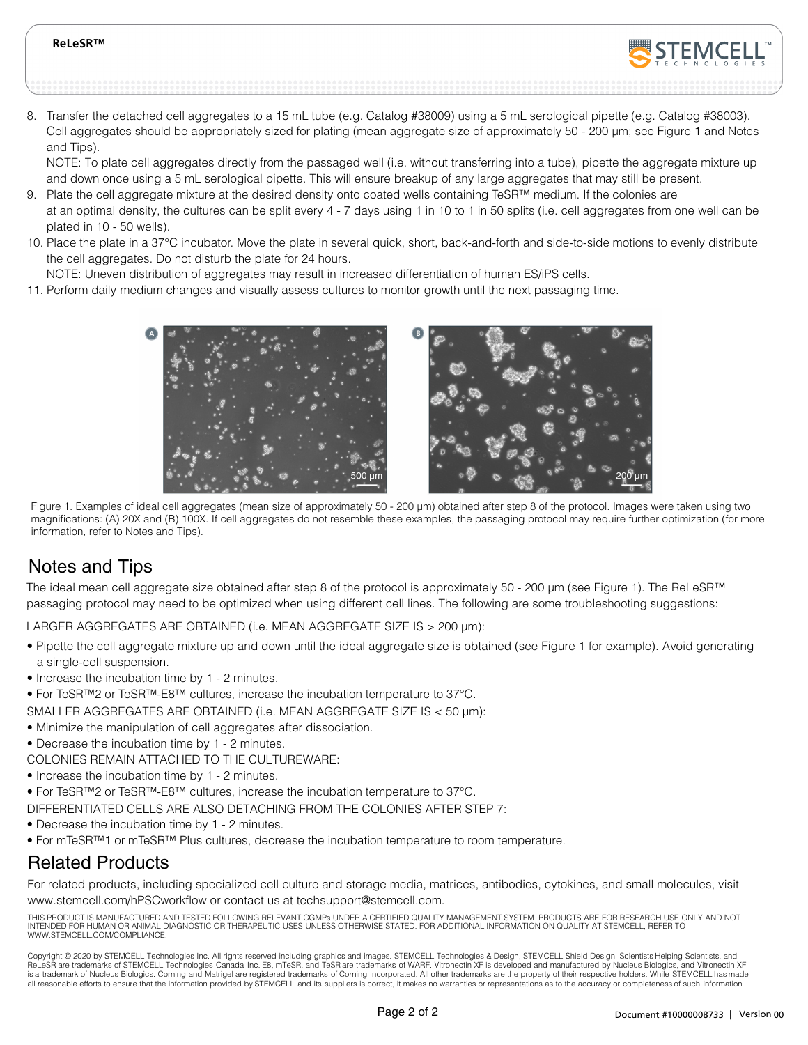8. Transfer the detached cell aggregates to a 15 mL tube (e.g. Catalog #38009) using a 5 mL serological pipette (e.g. Catalog #38003). Cell aggregates should be appropriately sized for plating (mean aggregate size of approximately 50 - 200 µm; see Figure 1 and Notes and Tips).

   NOTE: To plate cell aggregates directly from the passaged well (i.e. without transferring into a tube), pipette the aggregate mixture up and down once using a 5 mL serological pipette. This will ensure breakup of any large aggregates that may still be present.
9. Plate the cell aggregate mixture at the desired density onto coated wells containing TeSR™ medium. If the colonies are at an optimal density, the cultures can be split every 4 - 7 days using 1 in 10 to 1 in 50 splits (i.e. cell aggregates from one well can be plated in 10 - 50 wells).
10. Place the plate in a 37°C incubator. Move the plate in several quick, short, back-and-forth and side-to-side motions to evenly distribute the cell aggregates. Do not disturb the plate for 24 hours.

    NOTE: Uneven distribution of aggregates may result in increased differentiation of human ES/iPS cells.
11. Perform daily medium changes and visually assess cultures to monitor growth until the next passaging time.

A

500 µm

B

200 µm

Figure 1. Examples of ideal cell aggregates (mean size of approximately 50 - 200 µm) obtained after step 8 of the protocol. Images were taken using two magnifications: (A) 20X and (B) 100X. If cell aggregates do not resemble these examples, the passaging protocol may require further optimization (for more information, refer to Notes and Tips).

## Notes and Tips

The ideal mean cell aggregate size obtained after step 8 of the protocol is approximately 50 - 200 µm (see Figure 1). The ReLeSR™ passaging protocol may need to be optimized when using different cell lines. The following are some troubleshooting suggestions:

LARGER AGGREGATES ARE OBTAINED (i.e. MEAN AGGREGATE SIZE IS > 200 µm):

- Pipette the cell aggregate mixture up and down until the ideal aggregate size is obtained (see Figure 1 for example). Avoid generating a single-cell suspension.
- Increase the incubation time by 1 - 2 minutes.
- For TeSR™2 or TeSR™-E8™ cultures, increase the incubation temperature to 37°C.

SMALLER AGGREGATES ARE OBTAINED (i.e. MEAN AGGREGATE SIZE IS < 50 µm):

- Minimize the manipulation of cell aggregates after dissociation.
- Decrease the incubation time by 1 - 2 minutes.

COLONIES REMAIN ATTACHED TO THE CULTUREWARE:

- Increase the incubation time by 1 - 2 minutes.
- For TeSR™2 or TeSR™-E8™ cultures, increase the incubation temperature to 37°C.

DIFFERENTIATED CELLS ARE ALSO DETACHING FROM THE COLONIES AFTER STEP 7:

- Decrease the incubation time by 1 - 2 minutes.
- For mTeSR™1 or mTeSR™ Plus cultures, decrease the incubation temperature to room temperature.

## Related Products

For related products, including specialized cell culture and storage media, matrices, antibodies, cytokines, and small molecules, visit www.stemcell.com/hPSCworkflow or contact us at techsupport@stemcell.com.

THIS PRODUCT IS MANUFACTURED AND TESTED FOLLOWING RELEVANT CGMPs UNDER A CERTIFIED QUALITY MANAGEMENT SYSTEM. PRODUCTS ARE FOR RESEARCH USE ONLY AND NOT INTENDED FOR HUMAN OR ANIMAL DIAGNOSTIC OR THERAPEUTIC USES UNLESS OTHERWISE STATED. FOR ADDITIONAL INFORMATION ON QUALITY AT STEMCELL, REFER TO WWW.STEMCELL.COM/COMPLIANCE.

Copyright © 2020 by STEMCELL Technologies Inc. All rights reserved including graphics and images. STEMCELL Technologies & Design, STEMCELL Shield Design, Scientists Helping Scientists, and ReLeSR are trademarks of STEMCELL Technologies Canada Inc. E8, mTeSR, and TeSR are trademarks of WARF. Vitronectin XF is developed and manufactured by Nucleus Biologics, and Vitronectin XF is a trademark of Nucleus Biologics. Corning and Matrigel are registered trademarks of Corning Incorporated. All other trademarks are the property of their respective holders. While STEMCELL has made all reasonable efforts to ensure that the information provided by STEMCELL and its suppliers is correct, it makes no warranties or representations as to the accuracy or completeness of such information.

Document #10000008733 | Version 00